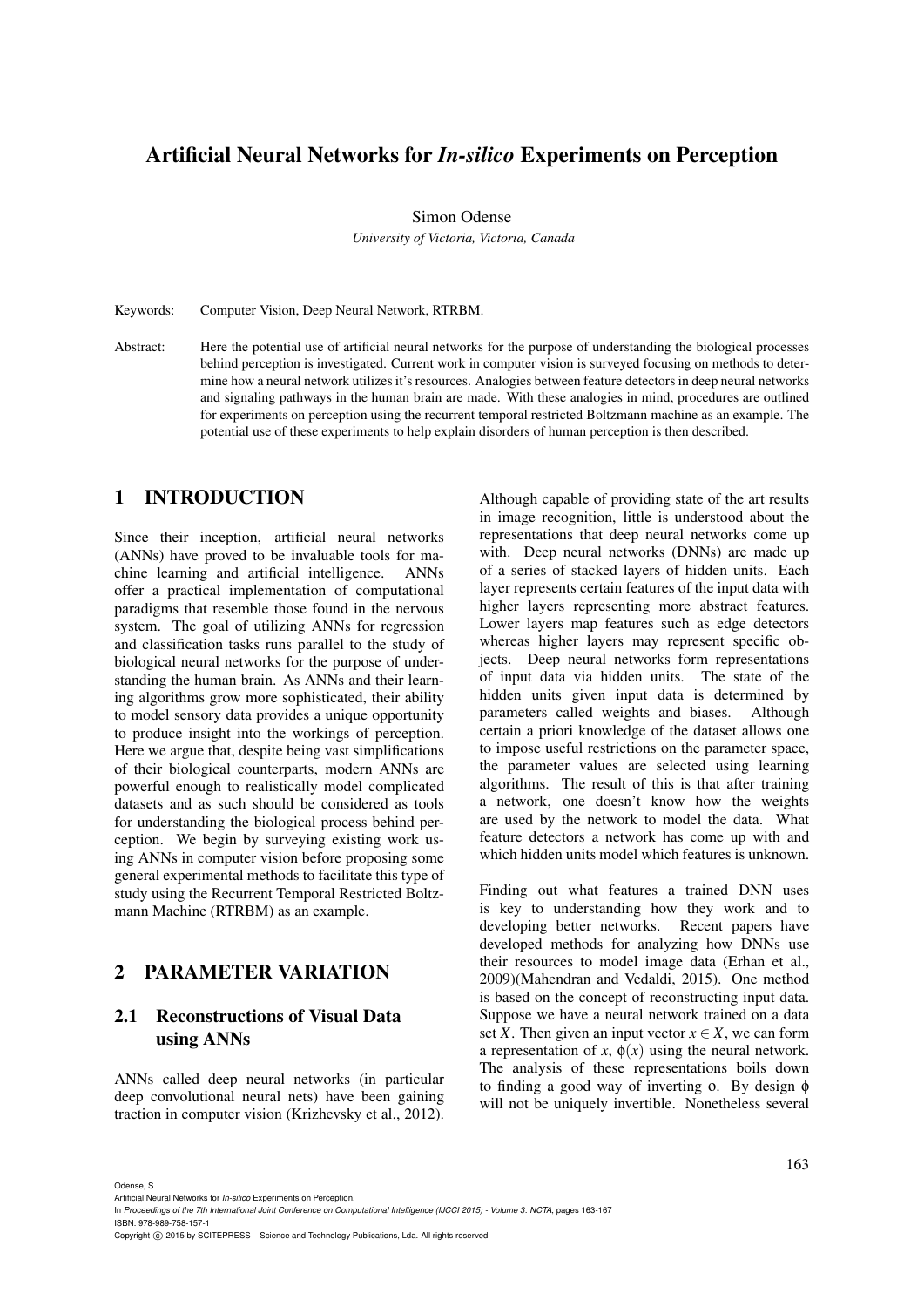# Artificial Neural Networks for *In-silico* Experiments on Perception

Simon Odense

*University of Victoria, Victoria, Canada*

Keywords: Computer Vision, Deep Neural Network, RTRBM.

Abstract: Here the potential use of artificial neural networks for the purpose of understanding the biological processes behind perception is investigated. Current work in computer vision is surveyed focusing on methods to determine how a neural network utilizes it's resources. Analogies between feature detectors in deep neural networks and signaling pathways in the human brain are made. With these analogies in mind, procedures are outlined for experiments on perception using the recurrent temporal restricted Boltzmann machine as an example. The potential use of these experiments to help explain disorders of human perception is then described.

## 1 INTRODUCTION

Since their inception, artificial neural networks (ANNs) have proved to be invaluable tools for machine learning and artificial intelligence. ANNs offer a practical implementation of computational paradigms that resemble those found in the nervous system. The goal of utilizing ANNs for regression and classification tasks runs parallel to the study of biological neural networks for the purpose of understanding the human brain. As ANNs and their learning algorithms grow more sophisticated, their ability to model sensory data provides a unique opportunity to produce insight into the workings of perception. Here we argue that, despite being vast simplifications of their biological counterparts, modern ANNs are powerful enough to realistically model complicated datasets and as such should be considered as tools for understanding the biological process behind perception. We begin by surveying existing work using ANNs in computer vision before proposing some general experimental methods to facilitate this type of study using the Recurrent Temporal Restricted Boltzmann Machine (RTRBM) as an example.

## 2 PARAMETER VARIATION

### 2.1 Reconstructions of Visual Data using ANNs

ANNs called deep neural networks (in particular deep convolutional neural nets) have been gaining traction in computer vision (Krizhevsky et al., 2012). Although capable of providing state of the art results in image recognition, little is understood about the representations that deep neural networks come up with. Deep neural networks (DNNs) are made up of a series of stacked layers of hidden units. Each layer represents certain features of the input data with higher layers representing more abstract features. Lower layers map features such as edge detectors whereas higher layers may represent specific objects. Deep neural networks form representations of input data via hidden units. The state of the hidden units given input data is determined by parameters called weights and biases. Although certain a priori knowledge of the dataset allows one to impose useful restrictions on the parameter space, the parameter values are selected using learning algorithms. The result of this is that after training a network, one doesn't know how the weights are used by the network to model the data. What feature detectors a network has come up with and which hidden units model which features is unknown.

Finding out what features a trained DNN uses is key to understanding how they work and to developing better networks. Recent papers have developed methods for analyzing how DNNs use their resources to model image data (Erhan et al., 2009)(Mahendran and Vedaldi, 2015). One method is based on the concept of reconstructing input data. Suppose we have a neural network trained on a data set $X$. Then given an input vector $x \in X$, we can form a representation of $x$, $\phi(x)$ using the neural network. The analysis of these representations boils down to finding a good way of inverting $\phi$. By design $\phi$ will not be uniquely invertible. Nonetheless several

Odense, S..
Artificial Neural Networks for *In-silico* Experiments on Perception.
In *Proceedings of the 7th International Joint Conference on Computational Intelligence (IJCCI 2015) - Volume 3: NCTA*, pages 163-167
ISBN: 978-989-758-157-1
Copyright © 2015 by SCITEPRESS – Science and Technology Publications, Lda. All rights reserved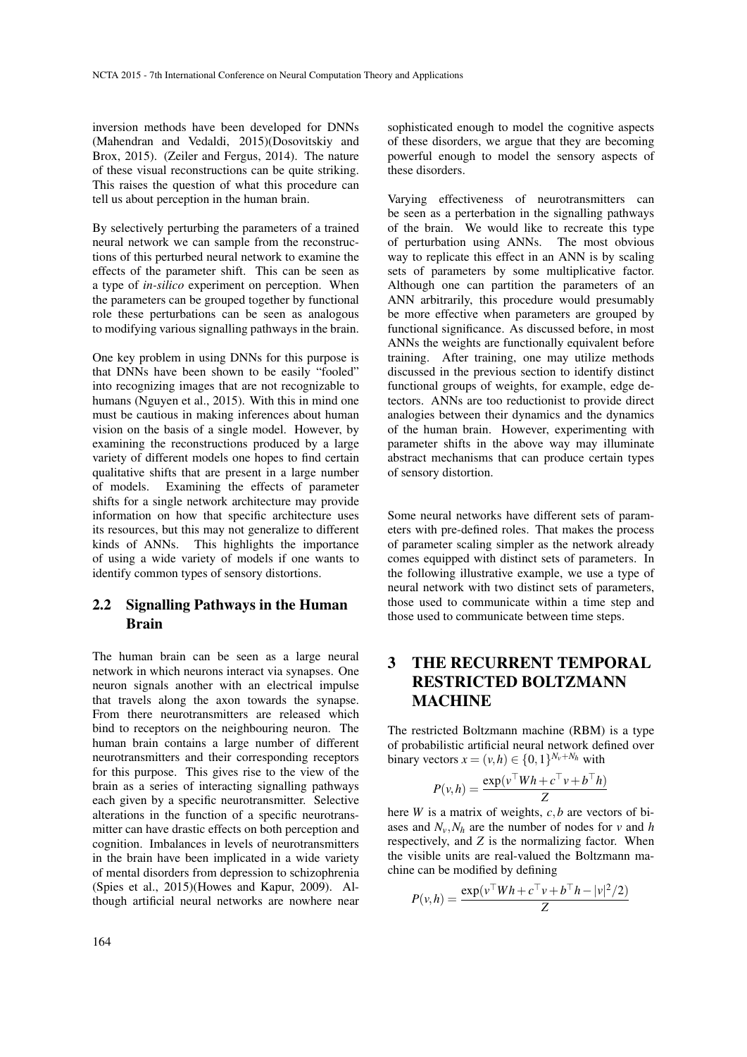inversion methods have been developed for DNNs (Mahendran and Vedaldi, 2015)(Dosovitskiy and Brox, 2015). (Zeiler and Fergus, 2014). The nature of these visual reconstructions can be quite striking. This raises the question of what this procedure can tell us about perception in the human brain.

By selectively perturbing the parameters of a trained neural network we can sample from the reconstructions of this perturbed neural network to examine the effects of the parameter shift. This can be seen as a type of *in-silico* experiment on perception. When the parameters can be grouped together by functional role these perturbations can be seen as analogous to modifying various signalling pathways in the brain.

One key problem in using DNNs for this purpose is that DNNs have been shown to be easily "fooled" into recognizing images that are not recognizable to humans (Nguyen et al., 2015). With this in mind one must be cautious in making inferences about human vision on the basis of a single model. However, by examining the reconstructions produced by a large variety of different models one hopes to find certain qualitative shifts that are present in a large number of models. Examining the effects of parameter shifts for a single network architecture may provide information on how that specific architecture uses its resources, but this may not generalize to different kinds of ANNs. This highlights the importance of using a wide variety of models if one wants to identify common types of sensory distortions.

## 2.2 Signalling Pathways in the Human Brain

The human brain can be seen as a large neural network in which neurons interact via synapses. One neuron signals another with an electrical impulse that travels along the axon towards the synapse. From there neurotransmitters are released which bind to receptors on the neighbouring neuron. The human brain contains a large number of different neurotransmitters and their corresponding receptors for this purpose. This gives rise to the view of the brain as a series of interacting signalling pathways each given by a specific neurotransmitter. Selective alterations in the function of a specific neurotransmitter can have drastic effects on both perception and cognition. Imbalances in levels of neurotransmitters in the brain have been implicated in a wide variety of mental disorders from depression to schizophrenia (Spies et al., 2015)(Howes and Kapur, 2009). Although artificial neural networks are nowhere near sophisticated enough to model the cognitive aspects of these disorders, we argue that they are becoming powerful enough to model the sensory aspects of these disorders.

Varying effectiveness of neurotransmitters can be seen as a perterbation in the signalling pathways of the brain. We would like to recreate this type of perturbation using ANNs. The most obvious way to replicate this effect in an ANN is by scaling sets of parameters by some multiplicative factor. Although one can partition the parameters of an ANN arbitrarily, this procedure would presumably be more effective when parameters are grouped by functional significance. As discussed before, in most ANNs the weights are functionally equivalent before training. After training, one may utilize methods discussed in the previous section to identify distinct functional groups of weights, for example, edge detectors. ANNs are too reductionist to provide direct analogies between their dynamics and the dynamics of the human brain. However, experimenting with parameter shifts in the above way may illuminate abstract mechanisms that can produce certain types of sensory distortion.

Some neural networks have different sets of parameters with pre-defined roles. That makes the process of parameter scaling simpler as the network already comes equipped with distinct sets of parameters. In the following illustrative example, we use a type of neural network with two distinct sets of parameters, those used to communicate within a time step and those used to communicate between time steps.

# 3 THE RECURRENT TEMPORAL RESTRICTED BOLTZMANN MACHINE

The restricted Boltzmann machine (RBM) is a type of probabilistic artificial neural network defined over binary vectors $x = (v,h) \in \{0,1\}^{N_v+N_h}$ with

$$P(v,h) = \frac{\exp(v^\top Wh + c^\top v + b^\top h)}{Z}$$

here $W$ is a matrix of weights, $c,b$ are vectors of biases and $N_v, N_h$ are the number of nodes for $v$ and $h$ respectively, and $Z$ is the normalizing factor. When the visible units are real-valued the Boltzmann machine can be modified by defining

$$P(v,h) = \frac{\exp(v^\top Wh + c^\top v + b^\top h - |v|^2/2)}{Z}$$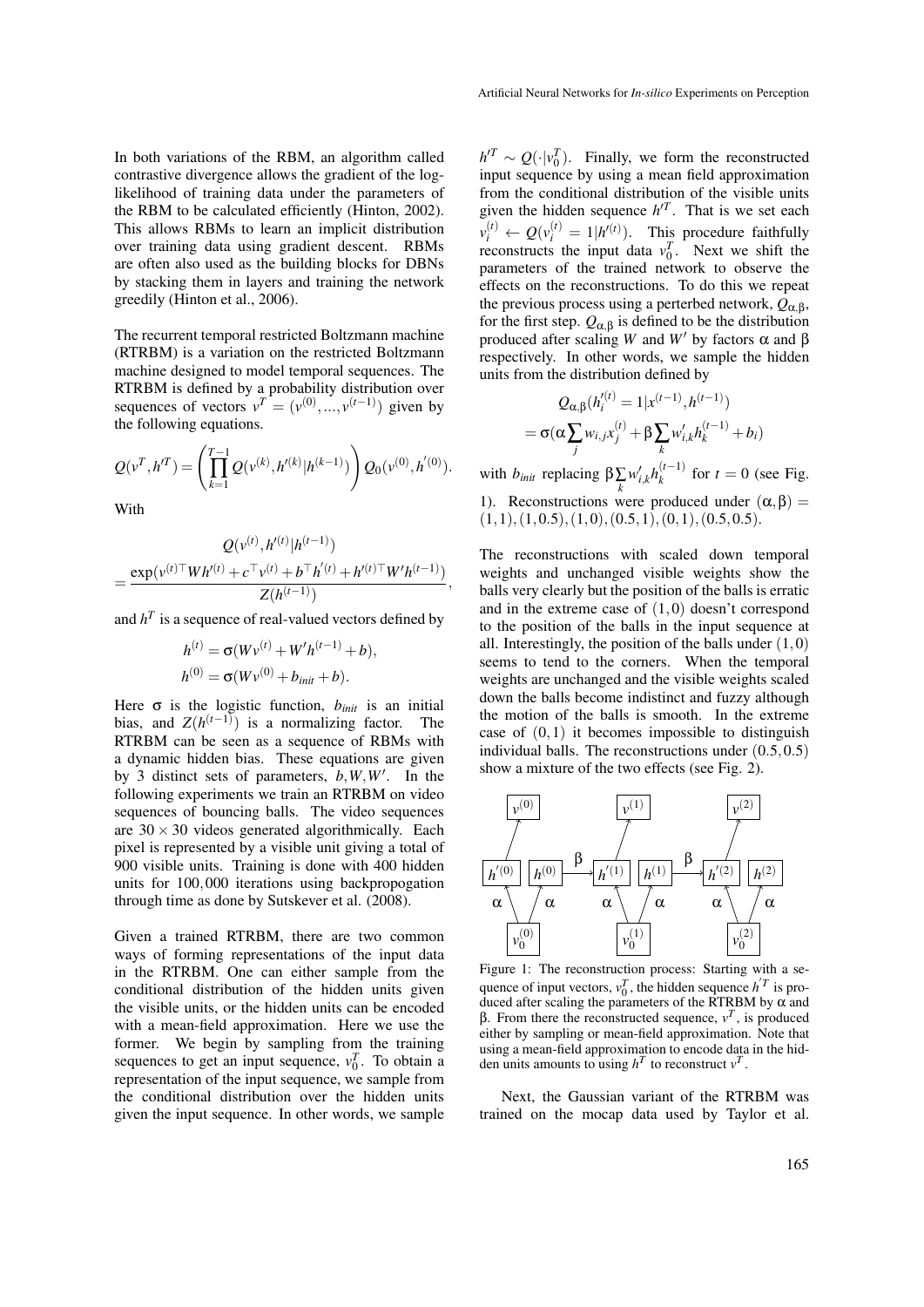In both variations of the RBM, an algorithm called contrastive divergence allows the gradient of the log-likelihood of training data under the parameters of the RBM to be calculated efficiently (Hinton, 2002). This allows RBMs to learn an implicit distribution over training data using gradient descent. RBMs are often also used as the building blocks for DBNs by stacking them in layers and training the network greedily (Hinton et al., 2006).

The recurrent temporal restricted Boltzmann machine (RTRBM) is a variation on the restricted Boltzmann machine designed to model temporal sequences. The RTRBM is defined by a probability distribution over sequences of vectors $v^T = (v^{(0)}, ..., v^{(t-1)})$ given by the following equations.

$$Q(v^T, h'^T) = \left( \prod_{k=1}^{T-1} Q(v^{(k)}, h'^{(k)} | h^{(k-1)}) \right) Q_0(v^{(0)}, h^{'(0)}).$$

With

$$Q(v^{(t)}, h'^{(t)} | h^{(t-1)})$$
$$= \frac{\exp(v^{(t)\top} W h'^{(t)} + c^\top v^{(t)} + b^\top h'^{(t)} + h'^{(t)\top} W' h^{(t-1)})}{Z(h^{(t-1)})},$$

and $h^T$ is a sequence of real-valued vectors defined by

$$h^{(t)} = \sigma(W v^{(t)} + W' h^{(t-1)} + b),$$
$$h^{(0)} = \sigma(W v^{(0)} + b_{init} + b).$$

Here $\sigma$ is the logistic function, $b_{init}$ is an initial bias, and $Z(h^{(t-1)})$ is a normalizing factor. The RTRBM can be seen as a sequence of RBMs with a dynamic hidden bias. These equations are given by 3 distinct sets of parameters, $b, W, W'$. In the following experiments we train an RTRBM on video sequences of bouncing balls. The video sequences are $30 \times 30$ videos generated algorithmically. Each pixel is represented by a visible unit giving a total of 900 visible units. Training is done with 400 hidden units for 100,000 iterations using backpropogation through time as done by Sutskever et al. (2008).

Given a trained RTRBM, there are two common ways of forming representations of the input data in the RTRBM. One can either sample from the conditional distribution of the hidden units given the visible units, or the hidden units can be encoded with a mean-field approximation. Here we use the former. We begin by sampling from the training sequences to get an input sequence, $v_0^T$. To obtain a representation of the input sequence, we sample from the conditional distribution over the hidden units given the input sequence. In other words, we sample $h'^T \sim Q(\cdot | v_0^T)$. Finally, we form the reconstructed input sequence by using a mean field approximation from the conditional distribution of the visible units given the hidden sequence $h'^T$. That is we set each $v_i^{(t)} \leftarrow Q(v_i^{(t)} = 1 | h'^{(t)})$. This procedure faithfully reconstructs the input data $v_0^T$. Next we shift the parameters of the trained network to observe the effects on the reconstructions. To do this we repeat the previous process using a perterbed network, $Q_{\alpha,\beta}$, for the first step. $Q_{\alpha,\beta}$ is defined to be the distribution produced after scaling $W$ and $W'$ by factors $\alpha$ and $\beta$ respectively. In other words, we sample the hidden units from the distribution defined by

$$Q_{\alpha,\beta}(h_i'^{(t)} = 1 | x^{(t-1)}, h^{(t-1)})$$
$$= \sigma(\alpha \sum_j w_{i,j} x_j^{(t)} + \beta \sum_k w'_{i,k} h_k^{(t-1)} + b_i)$$

with $b_{init}$ replacing $\beta \sum_k w'_{i,k} h_k^{(t-1)}$ for $t = 0$ (see Fig. 1). Reconstructions were produced under $(\alpha, \beta) = (1,1), (1,0.5), (1,0), (0.5,1), (0,1), (0.5,0.5)$.

The reconstructions with scaled down temporal weights and unchanged visible weights show the balls very clearly but the position of the balls is erratic and in the extreme case of $(1,0)$ doesn't correspond to the position of the balls in the input sequence at all. Interestingly, the position of the balls under $(1,0)$ seems to tend to the corners. When the temporal weights are unchanged and the visible weights scaled down the balls become indistinct and fuzzy although the motion of the balls is smooth. In the extreme case of $(0,1)$ it becomes impossible to distinguish individual balls. The reconstructions under $(0.5,0.5)$ show a mixture of the two effects (see Fig. 2).

$v^{(0)}$ $v^{(1)}$ $v^{(2)}$
$h'^{(0)}$ $h^{(0)}$ β $h'^{(1)}$ $h^{(1)}$ β $h'^{(2)}$ $h^{(2)}$
α α α α α α
$v_0^{(0)}$ $v_0^{(1)}$ $v_0^{(2)}$

Figure 1: The reconstruction process: Starting with a sequence of input vectors, $v_0^T$, the hidden sequence $h'^T$ is produced after scaling the parameters of the RTRBM by $\alpha$ and $\beta$. From there the reconstructed sequence, $v^T$, is produced either by sampling or mean-field approximation. Note that using a mean-field approximation to encode data in the hidden units amounts to using $h^T$ to reconstruct $v^T$.

Next, the Gaussian variant of the RTRBM was trained on the mocap data used by Taylor et al.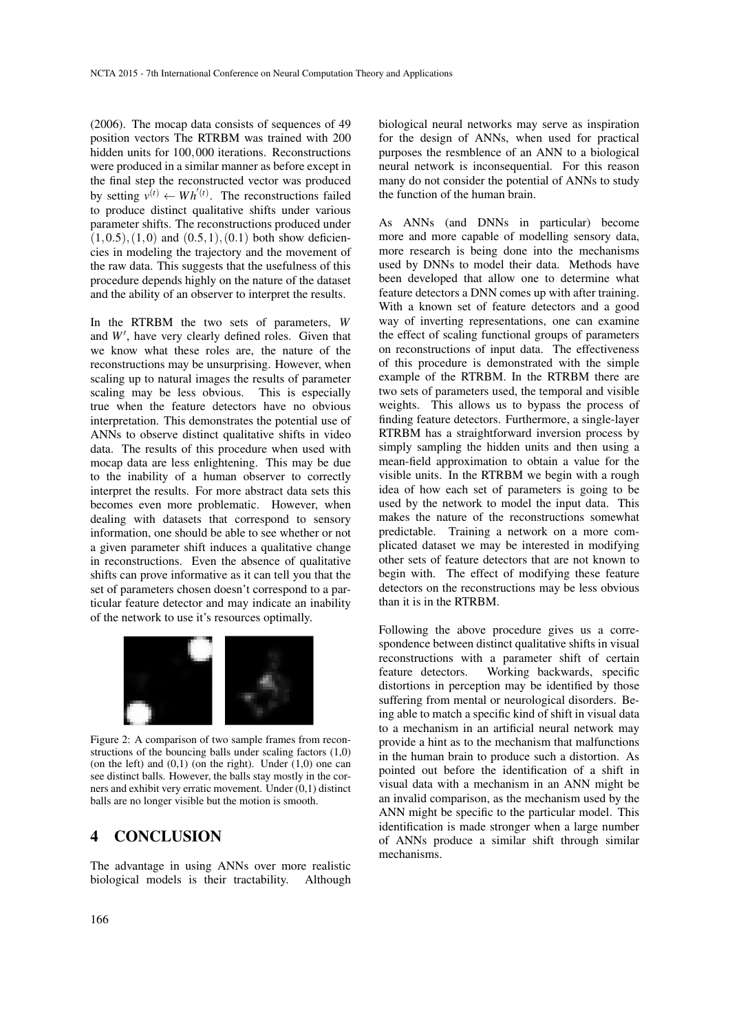(2006). The mocap data consists of sequences of 49 position vectors The RTRBM was trained with 200 hidden units for 100,000 iterations. Reconstructions were produced in a similar manner as before except in the final step the reconstructed vector was produced by setting $v^{(t)} \leftarrow Wh^{'(t)}$. The reconstructions failed to produce distinct qualitative shifts under various parameter shifts. The reconstructions produced under $(1,0.5),(1,0)$ and $(0.5,1),(0.1)$ both show deficiencies in modeling the trajectory and the movement of the raw data. This suggests that the usefulness of this procedure depends highly on the nature of the dataset and the ability of an observer to interpret the results.

In the RTRBM the two sets of parameters, $W$ and $W'$, have very clearly defined roles. Given that we know what these roles are, the nature of the reconstructions may be unsurprising. However, when scaling up to natural images the results of parameter scaling may be less obvious. This is especially true when the feature detectors have no obvious interpretation. This demonstrates the potential use of ANNs to observe distinct qualitative shifts in video data. The results of this procedure when used with mocap data are less enlightening. This may be due to the inability of a human observer to correctly interpret the results. For more abstract data sets this becomes even more problematic. However, when dealing with datasets that correspond to sensory information, one should be able to see whether or not a given parameter shift induces a qualitative change in reconstructions. Even the absence of qualitative shifts can prove informative as it can tell you that the set of parameters chosen doesn't correspond to a particular feature detector and may indicate an inability of the network to use it's resources optimally.

Figure 2: A comparison of two sample frames from reconstructions of the bouncing balls under scaling factors (1,0) (on the left) and (0,1) (on the right). Under (1,0) one can see distinct balls. However, the balls stay mostly in the corners and exhibit very erratic movement. Under (0,1) distinct balls are no longer visible but the motion is smooth.

## 4 CONCLUSION

The advantage in using ANNs over more realistic biological models is their tractability. Although biological neural networks may serve as inspiration for the design of ANNs, when used for practical purposes the resmblence of an ANN to a biological neural network is inconsequential. For this reason many do not consider the potential of ANNs to study the function of the human brain.

As ANNs (and DNNs in particular) become more and more capable of modelling sensory data, more research is being done into the mechanisms used by DNNs to model their data. Methods have been developed that allow one to determine what feature detectors a DNN comes up with after training. With a known set of feature detectors and a good way of inverting representations, one can examine the effect of scaling functional groups of parameters on reconstructions of input data. The effectiveness of this procedure is demonstrated with the simple example of the RTRBM. In the RTRBM there are two sets of parameters used, the temporal and visible weights. This allows us to bypass the process of finding feature detectors. Furthermore, a single-layer RTRBM has a straightforward inversion process by simply sampling the hidden units and then using a mean-field approximation to obtain a value for the visible units. In the RTRBM we begin with a rough idea of how each set of parameters is going to be used by the network to model the input data. This makes the nature of the reconstructions somewhat predictable. Training a network on a more complicated dataset we may be interested in modifying other sets of feature detectors that are not known to begin with. The effect of modifying these feature detectors on the reconstructions may be less obvious than it is in the RTRBM.

Following the above procedure gives us a correspondence between distinct qualitative shifts in visual reconstructions with a parameter shift of certain feature detectors. Working backwards, specific distortions in perception may be identified by those suffering from mental or neurological disorders. Being able to match a specific kind of shift in visual data to a mechanism in an artificial neural network may provide a hint as to the mechanism that malfunctions in the human brain to produce such a distortion. As pointed out before the identification of a shift in visual data with a mechanism in an ANN might be an invalid comparison, as the mechanism used by the ANN might be specific to the particular model. This identification is made stronger when a large number of ANNs produce a similar shift through similar mechanisms.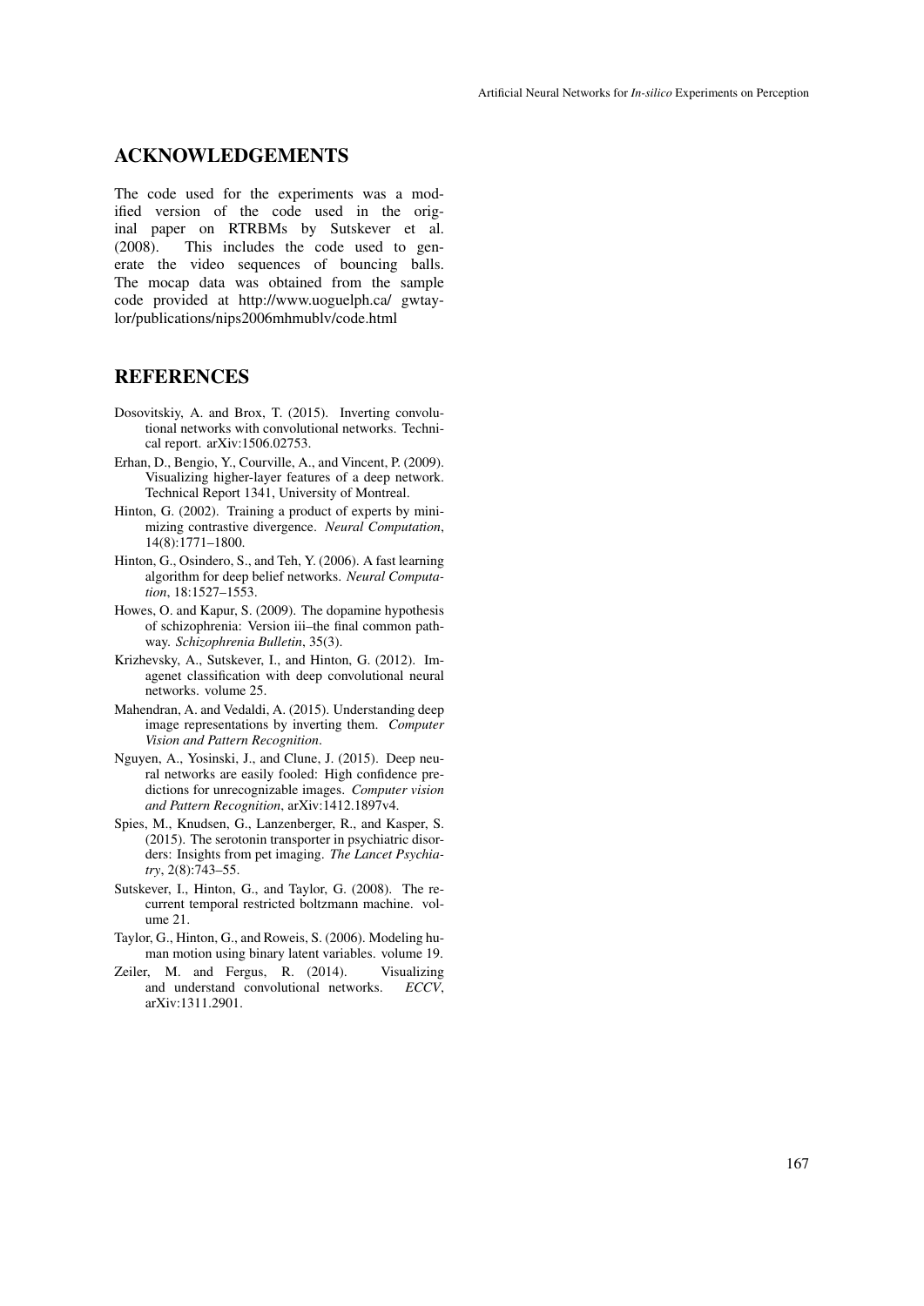## ACKNOWLEDGEMENTS

The code used for the experiments was a modified version of the code used in the original paper on RTRBMs by Sutskever et al. (2008). This includes the code used to generate the video sequences of bouncing balls. The mocap data was obtained from the sample code provided at http://www.uoguelph.ca/ gwtaylor/publications/nips2006mhmublv/code.html

## REFERENCES

Dosovitskiy, A. and Brox, T. (2015). Inverting convolutional networks with convolutional networks. Technical report. arXiv:1506.02753.

Erhan, D., Bengio, Y., Courville, A., and Vincent, P. (2009). Visualizing higher-layer features of a deep network. Technical Report 1341, University of Montreal.

Hinton, G. (2002). Training a product of experts by minimizing contrastive divergence. *Neural Computation*, 14(8):1771–1800.

Hinton, G., Osindero, S., and Teh, Y. (2006). A fast learning algorithm for deep belief networks. *Neural Computation*, 18:1527–1553.

Howes, O. and Kapur, S. (2009). The dopamine hypothesis of schizophrenia: Version iii–the final common pathway. *Schizophrenia Bulletin*, 35(3).

Krizhevsky, A., Sutskever, I., and Hinton, G. (2012). Imagenet classification with deep convolutional neural networks. volume 25.

Mahendran, A. and Vedaldi, A. (2015). Understanding deep image representations by inverting them. *Computer Vision and Pattern Recognition*.

Nguyen, A., Yosinski, J., and Clune, J. (2015). Deep neural networks are easily fooled: High confidence predictions for unrecognizable images. *Computer vision and Pattern Recognition*, arXiv:1412.1897v4.

Spies, M., Knudsen, G., Lanzenberger, R., and Kasper, S. (2015). The serotonin transporter in psychiatric disorders: Insights from pet imaging. *The Lancet Psychiatry*, 2(8):743–55.

Sutskever, I., Hinton, G., and Taylor, G. (2008). The recurrent temporal restricted boltzmann machine. volume 21.

Taylor, G., Hinton, G., and Roweis, S. (2006). Modeling human motion using binary latent variables. volume 19.

Zeiler, M. and Fergus, R. (2014). Visualizing and understand convolutional networks. *ECCV*, arXiv:1311.2901.